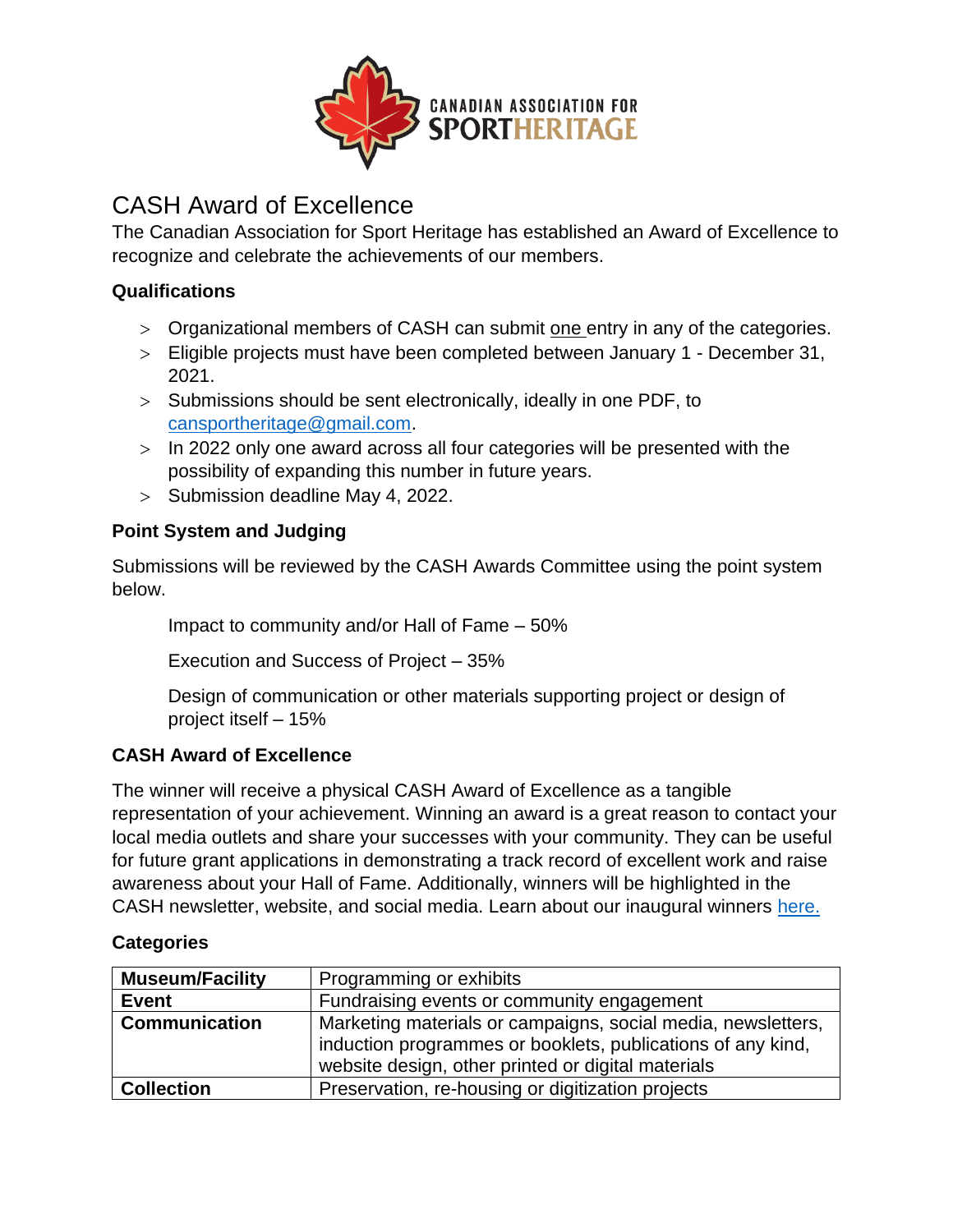# CASH Award of Excellence

The Canadian Association for Sport Heritage has established an Award of Excellence to recognize and celebrate the achievements of our members.

### Qualifications

- Organizational members of CASH can submit one entry in any of the categories.
- Eligible projects must have been completed between January 1 - December 31, 2021.
- Submissions should be sent electronically, ideally in one PDF, to cansportheritage@gmail.com.
- In 2022 only one award across all four categories will be presented with the possibility of expanding this number in future years.
- Submission deadline May 4, 2022.

### Point System and Judging

Submissions will be reviewed by the CASH Awards Committee using the point system below.

Impact to community and/or Hall of Fame – 50%

Execution and Success of Project – 35%

Design of communication or other materials supporting project or design of project itself – 15%

### CASH Award of Excellence

The winner will receive a physical CASH Award of Excellence as a tangible representation of your achievement. Winning an award is a great reason to contact your local media outlets and share your successes with your community. They can be useful for future grant applications in demonstrating a track record of excellent work and raise awareness about your Hall of Fame. Additionally, winners will be highlighted in the CASH newsletter, website, and social media. Learn about our inaugural winners here.

### Categories

| | |
|---|---|
| **Museum/Facility** | Programming or exhibits |
| **Event** | Fundraising events or community engagement |
| **Communication** | Marketing materials or campaigns, social media, newsletters, induction programmes or booklets, publications of any kind, website design, other printed or digital materials |
| **Collection** | Preservation, re-housing or digitization projects |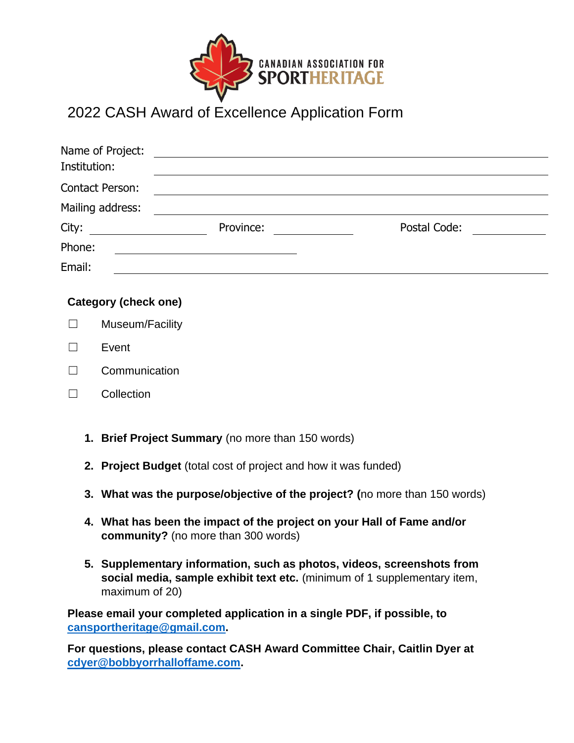CANADIAN ASSOCIATION FOR SPORTHERITAGE

# 2022 CASH Award of Excellence Application Form

Name of Project: ______________________________

Institution: ______________________________

Contact Person: ______________________________

Mailing address: ______________________________

City: ____________ Province: ____________ Postal Code: ____________

Phone: ______________________________

Email: ______________________________

**Category (check one)**

☐ Museum/Facility

☐ Event

☐ Communication

☐ Collection

1. **Brief Project Summary** (no more than 150 words)
2. **Project Budget** (total cost of project and how it was funded)
3. **What was the purpose/objective of the project? (**no more than 150 words)
4. **What has been the impact of the project on your Hall of Fame and/or community?** (no more than 300 words)
5. **Supplementary information, such as photos, videos, screenshots from social media, sample exhibit text etc.** (minimum of 1 supplementary item, maximum of 20)

**Please email your completed application in a single PDF, if possible, to cansportheritage@gmail.com.**

**For questions, please contact CASH Award Committee Chair, Caitlin Dyer at cdyer@bobbyorrhalloffame.com.**